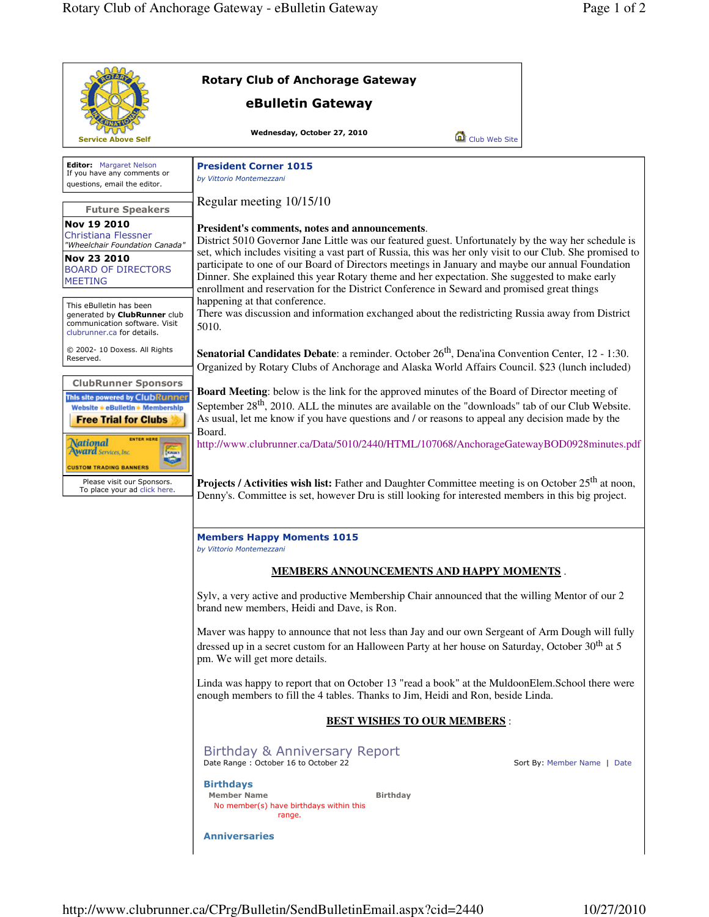# Rotary Club of Anchorage Gateway

## eBulletin Gateway

**Wednesday, October 27, 2010**

Service Above Self

Club Web Site

**Editor:** Margaret Nelson
If you have any comments or questions, email the editor.

### Future Speakers

**Nov 19 2010**
Christiana Flessner
*"Wheelchair Foundation Canada"*

**Nov 23 2010**
BOARD OF DIRECTORS MEETING

This eBulletin has been generated by **ClubRunner** club communication software. Visit clubrunner.ca for details.

© 2002- 10 Doxess. All Rights Reserved.

### ClubRunner Sponsors

This site powered by ClubRunner — Website • eBulletin • Membership — Free Trial for Clubs

National Award Services, Inc. — ENTER HERE — CUSTOM TRADING BANNERS

Please visit our Sponsors.
To place your ad click here.

## President Corner 1015

*by Vittorio Montemezzani*

Regular meeting 10/15/10

**President's comments, notes and announcements**.
District 5010 Governor Jane Little was our featured guest. Unfortunately by the way her schedule is set, which includes visiting a vast part of Russia, this was her only visit to our Club. She promised to participate to one of our Board of Directors meetings in January and maybe our annual Foundation Dinner. She explained this year Rotary theme and her expectation. She suggested to make early enrollment and reservation for the District Conference in Seward and promised great things happening at that conference.
There was discussion and information exchanged about the redistricting Russia away from District 5010.

**Senatorial Candidates Debate**: a reminder. October 26th, Dena'ina Convention Center, 12 - 1:30. Organized by Rotary Clubs of Anchorage and Alaska World Affairs Council. $23 (lunch included)

**Board Meeting**: below is the link for the approved minutes of the Board of Director meeting of September 28th, 2010. ALL the minutes are available on the "downloads" tab of our Club Website. As usual, let me know if you have questions and / or reasons to appeal any decision made by the Board.
http://www.clubrunner.ca/Data/5010/2440/HTML/107068/AnchorageGatewayBOD0928minutes.pdf

**Projects / Activities wish list:** Father and Daughter Committee meeting is on October 25th at noon, Denny's. Committee is set, however Dru is still looking for interested members in this big project.

## Members Happy Moments 1015

*by Vittorio Montemezzani*

**MEMBERS ANNOUNCEMENTS AND HAPPY MOMENTS** .

Sylv, a very active and productive Membership Chair announced that the willing Mentor of our 2 brand new members, Heidi and Dave, is Ron.

Maver was happy to announce that not less than Jay and our own Sergeant of Arm Dough will fully dressed up in a secret custom for an Halloween Party at her house on Saturday, October 30th at 5 pm. We will get more details.

Linda was happy to report that on October 13 "read a book" at the MuldoonElem.School there were enough members to fill the 4 tables. Thanks to Jim, Heidi and Ron, beside Linda.

**BEST WISHES TO OUR MEMBERS** :

### Birthday & Anniversary Report

Date Range : October 16 to October 22

Sort By: Member Name | Date

#### Birthdays

| Member Name | Birthday |
|---|---|
| No member(s) have birthdays within this range. | |

#### Anniversaries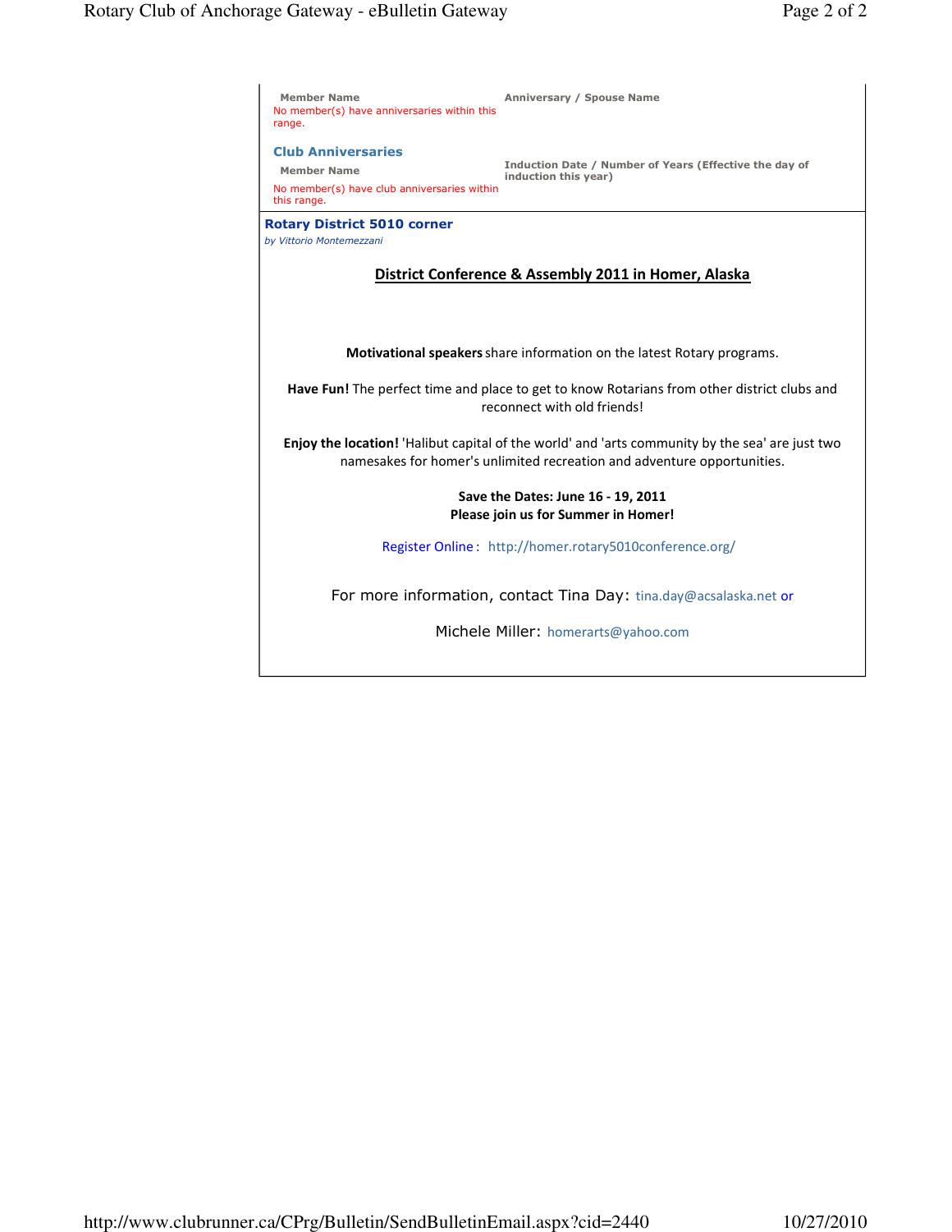| Member Name | Anniversary / Spouse Name |
|---|---|
| No member(s) have anniversaries within this range. | |

### Club Anniversaries

| Member Name | Induction Date / Number of Years (Effective the day of induction this year) |
|---|---|
| No member(s) have club anniversaries within this range. | |

## Rotary District 5010 corner

*by Vittorio Montemezzani*

### District Conference & Assembly 2011 in Homer, Alaska

**Motivational speakers** share information on the latest Rotary programs.

**Have Fun!** The perfect time and place to get to know Rotarians from other district clubs and reconnect with old friends!

**Enjoy the location!** 'Halibut capital of the world' and 'arts community by the sea' are just two namesakes for homer's unlimited recreation and adventure opportunities.

**Save the Dates: June 16 - 19, 2011**
**Please join us for Summer in Homer!**

Register Online : http://homer.rotary5010conference.org/

For more information, contact Tina Day: tina.day@acsalaska.net or

Michele Miller: homerarts@yahoo.com